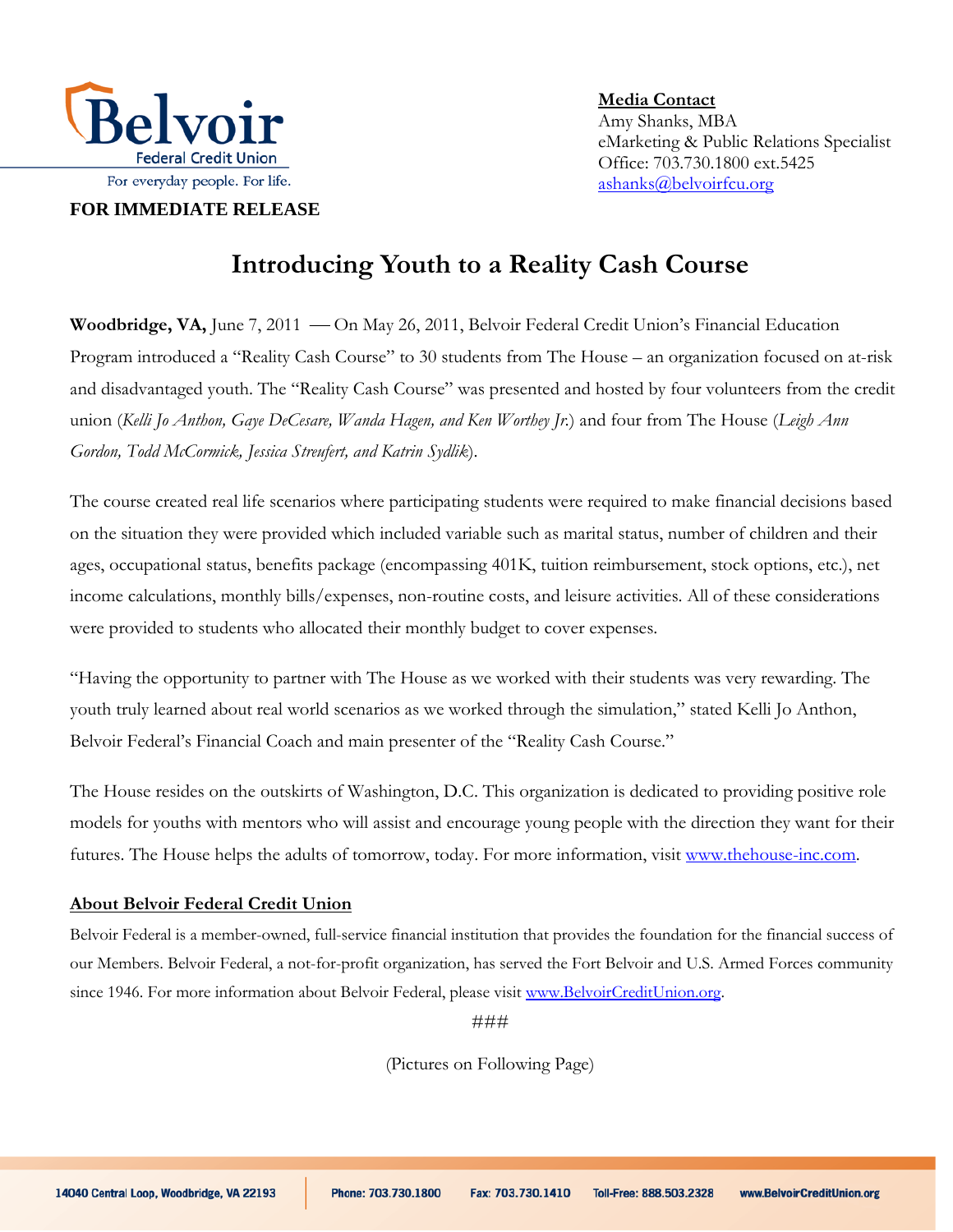Belvoir Federal Credit Union

For everyday people. For life.

**FOR IMMEDIATE RELEASE**

**Media Contact**
Amy Shanks, MBA
eMarketing & Public Relations Specialist
Office: 703.730.1800 ext.5425
ashanks@belvoirfcu.org

# Introducing Youth to a Reality Cash Course

**Woodbridge, VA,** June 7, 2011 — On May 26, 2011, Belvoir Federal Credit Union's Financial Education Program introduced a "Reality Cash Course" to 30 students from The House – an organization focused on at-risk and disadvantaged youth. The "Reality Cash Course" was presented and hosted by four volunteers from the credit union (*Kelli Jo Anthon, Gaye DeCesare, Wanda Hagen, and Ken Worthey Jr.*) and four from The House (*Leigh Ann Gordon, Todd McCormick, Jessica Streufert, and Katrin Sydlik*).

The course created real life scenarios where participating students were required to make financial decisions based on the situation they were provided which included variable such as marital status, number of children and their ages, occupational status, benefits package (encompassing 401K, tuition reimbursement, stock options, etc.), net income calculations, monthly bills/expenses, non-routine costs, and leisure activities. All of these considerations were provided to students who allocated their monthly budget to cover expenses.

"Having the opportunity to partner with The House as we worked with their students was very rewarding. The youth truly learned about real world scenarios as we worked through the simulation," stated Kelli Jo Anthon, Belvoir Federal's Financial Coach and main presenter of the "Reality Cash Course."

The House resides on the outskirts of Washington, D.C. This organization is dedicated to providing positive role models for youths with mentors who will assist and encourage young people with the direction they want for their futures. The House helps the adults of tomorrow, today. For more information, visit www.thehouse-inc.com.

**About Belvoir Federal Credit Union**

Belvoir Federal is a member-owned, full-service financial institution that provides the foundation for the financial success of our Members. Belvoir Federal, a not-for-profit organization, has served the Fort Belvoir and U.S. Armed Forces community since 1946. For more information about Belvoir Federal, please visit www.BelvoirCreditUnion.org.

###

(Pictures on Following Page)

14040 Central Loop, Woodbridge, VA 22193 | Phone: 703.730.1800 Fax: 703.730.1410 Toll-Free: 888.503.2328 www.BelvoirCreditUnion.org